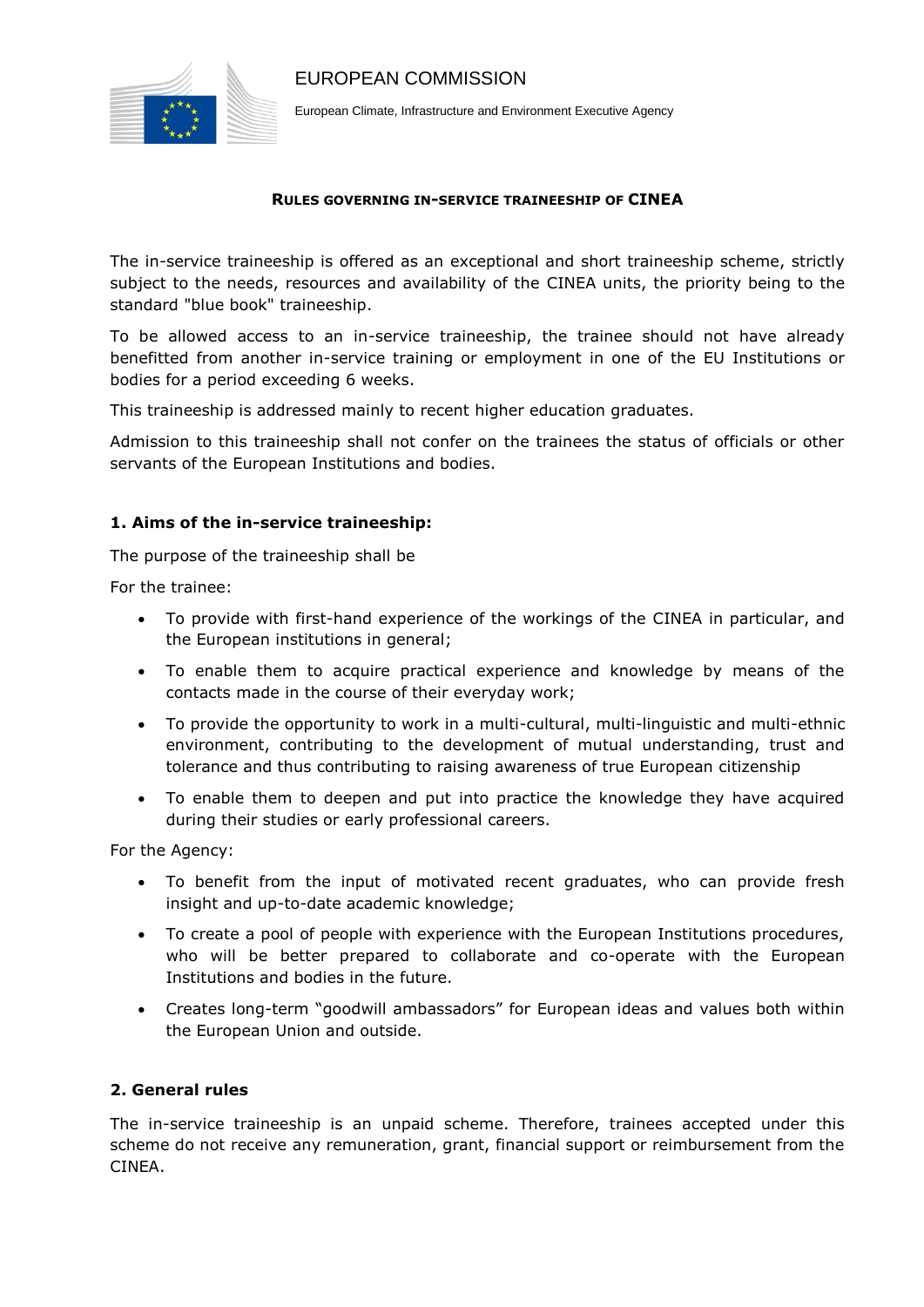EUROPEAN COMMISSION

European Climate, Infrastructure and Environment Executive Agency

**RULES GOVERNING IN-SERVICE TRAINEESHIP OF CINEA**

The in-service traineeship is offered as an exceptional and short traineeship scheme, strictly subject to the needs, resources and availability of the CINEA units, the priority being to the standard "blue book" traineeship.

To be allowed access to an in-service traineeship, the trainee should not have already benefitted from another in-service training or employment in one of the EU Institutions or bodies for a period exceeding 6 weeks.

This traineeship is addressed mainly to recent higher education graduates.

Admission to this traineeship shall not confer on the trainees the status of officials or other servants of the European Institutions and bodies.

### 1. Aims of the in-service traineeship:

The purpose of the traineeship shall be

For the trainee:

- To provide with first-hand experience of the workings of the CINEA in particular, and the European institutions in general;
- To enable them to acquire practical experience and knowledge by means of the contacts made in the course of their everyday work;
- To provide the opportunity to work in a multi-cultural, multi-linguistic and multi-ethnic environment, contributing to the development of mutual understanding, trust and tolerance and thus contributing to raising awareness of true European citizenship
- To enable them to deepen and put into practice the knowledge they have acquired during their studies or early professional careers.

For the Agency:

- To benefit from the input of motivated recent graduates, who can provide fresh insight and up-to-date academic knowledge;
- To create a pool of people with experience with the European Institutions procedures, who will be better prepared to collaborate and co-operate with the European Institutions and bodies in the future.
- Creates long-term "goodwill ambassadors" for European ideas and values both within the European Union and outside.

### 2. General rules

The in-service traineeship is an unpaid scheme. Therefore, trainees accepted under this scheme do not receive any remuneration, grant, financial support or reimbursement from the CINEA.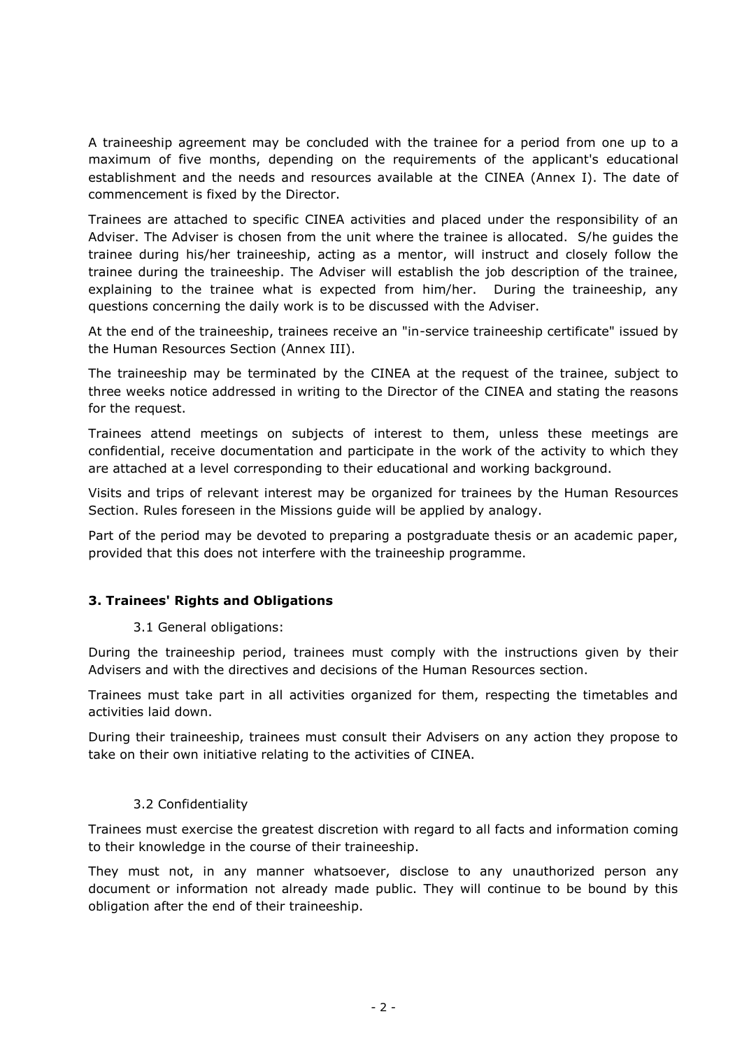A traineeship agreement may be concluded with the trainee for a period from one up to a maximum of five months, depending on the requirements of the applicant's educational establishment and the needs and resources available at the CINEA (Annex I). The date of commencement is fixed by the Director.

Trainees are attached to specific CINEA activities and placed under the responsibility of an Adviser. The Adviser is chosen from the unit where the trainee is allocated. S/he guides the trainee during his/her traineeship, acting as a mentor, will instruct and closely follow the trainee during the traineeship. The Adviser will establish the job description of the trainee, explaining to the trainee what is expected from him/her. During the traineeship, any questions concerning the daily work is to be discussed with the Adviser.

At the end of the traineeship, trainees receive an "in-service traineeship certificate" issued by the Human Resources Section (Annex III).

The traineeship may be terminated by the CINEA at the request of the trainee, subject to three weeks notice addressed in writing to the Director of the CINEA and stating the reasons for the request.

Trainees attend meetings on subjects of interest to them, unless these meetings are confidential, receive documentation and participate in the work of the activity to which they are attached at a level corresponding to their educational and working background.

Visits and trips of relevant interest may be organized for trainees by the Human Resources Section. Rules foreseen in the Missions guide will be applied by analogy.

Part of the period may be devoted to preparing a postgraduate thesis or an academic paper, provided that this does not interfere with the traineeship programme.

## 3. Trainees' Rights and Obligations

### 3.1 General obligations:

During the traineeship period, trainees must comply with the instructions given by their Advisers and with the directives and decisions of the Human Resources section.

Trainees must take part in all activities organized for them, respecting the timetables and activities laid down.

During their traineeship, trainees must consult their Advisers on any action they propose to take on their own initiative relating to the activities of CINEA.

### 3.2 Confidentiality

Trainees must exercise the greatest discretion with regard to all facts and information coming to their knowledge in the course of their traineeship.

They must not, in any manner whatsoever, disclose to any unauthorized person any document or information not already made public. They will continue to be bound by this obligation after the end of their traineeship.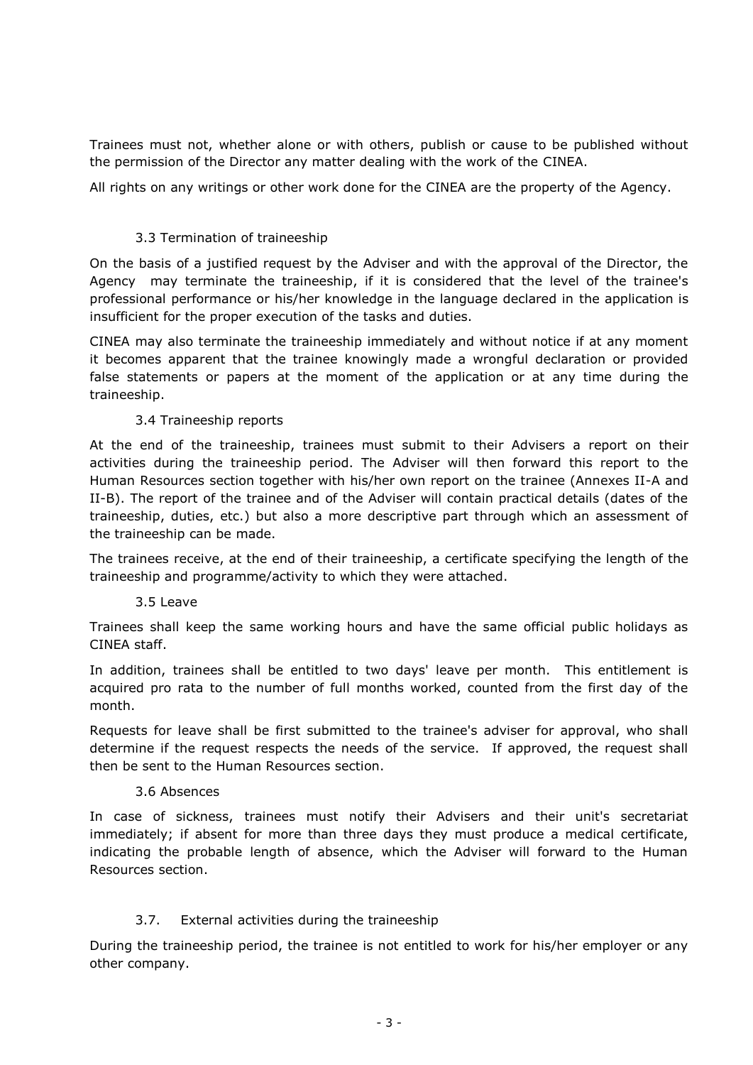Trainees must not, whether alone or with others, publish or cause to be published without the permission of the Director any matter dealing with the work of the CINEA.

All rights on any writings or other work done for the CINEA are the property of the Agency.

### 3.3 Termination of traineeship

On the basis of a justified request by the Adviser and with the approval of the Director, the Agency may terminate the traineeship, if it is considered that the level of the trainee's professional performance or his/her knowledge in the language declared in the application is insufficient for the proper execution of the tasks and duties.

CINEA may also terminate the traineeship immediately and without notice if at any moment it becomes apparent that the trainee knowingly made a wrongful declaration or provided false statements or papers at the moment of the application or at any time during the traineeship.

### 3.4 Traineeship reports

At the end of the traineeship, trainees must submit to their Advisers a report on their activities during the traineeship period. The Adviser will then forward this report to the Human Resources section together with his/her own report on the trainee (Annexes II-A and II-B). The report of the trainee and of the Adviser will contain practical details (dates of the traineeship, duties, etc.) but also a more descriptive part through which an assessment of the traineeship can be made.

The trainees receive, at the end of their traineeship, a certificate specifying the length of the traineeship and programme/activity to which they were attached.

### 3.5 Leave

Trainees shall keep the same working hours and have the same official public holidays as CINEA staff.

In addition, trainees shall be entitled to two days' leave per month. This entitlement is acquired pro rata to the number of full months worked, counted from the first day of the month.

Requests for leave shall be first submitted to the trainee's adviser for approval, who shall determine if the request respects the needs of the service. If approved, the request shall then be sent to the Human Resources section.

### 3.6 Absences

In case of sickness, trainees must notify their Advisers and their unit's secretariat immediately; if absent for more than three days they must produce a medical certificate, indicating the probable length of absence, which the Adviser will forward to the Human Resources section.

### 3.7. External activities during the traineeship

During the traineeship period, the trainee is not entitled to work for his/her employer or any other company.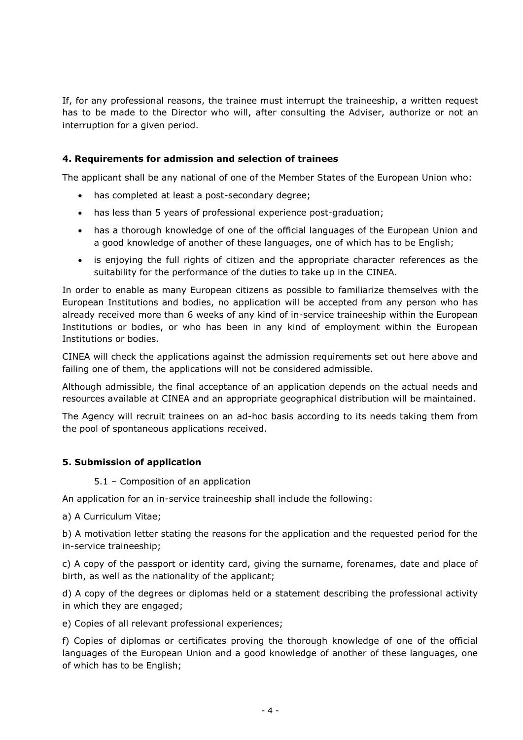If, for any professional reasons, the trainee must interrupt the traineeship, a written request has to be made to the Director who will, after consulting the Adviser, authorize or not an interruption for a given period.

### 4. Requirements for admission and selection of trainees

The applicant shall be any national of one of the Member States of the European Union who:

- has completed at least a post-secondary degree;
- has less than 5 years of professional experience post-graduation;
- has a thorough knowledge of one of the official languages of the European Union and a good knowledge of another of these languages, one of which has to be English;
- is enjoying the full rights of citizen and the appropriate character references as the suitability for the performance of the duties to take up in the CINEA.

In order to enable as many European citizens as possible to familiarize themselves with the European Institutions and bodies, no application will be accepted from any person who has already received more than 6 weeks of any kind of in-service traineeship within the European Institutions or bodies, or who has been in any kind of employment within the European Institutions or bodies.

CINEA will check the applications against the admission requirements set out here above and failing one of them, the applications will not be considered admissible.

Although admissible, the final acceptance of an application depends on the actual needs and resources available at CINEA and an appropriate geographical distribution will be maintained.

The Agency will recruit trainees on an ad-hoc basis according to its needs taking them from the pool of spontaneous applications received.

### 5. Submission of application

5.1 – Composition of an application

An application for an in-service traineeship shall include the following:

a) A Curriculum Vitae;

b) A motivation letter stating the reasons for the application and the requested period for the in-service traineeship;

c) A copy of the passport or identity card, giving the surname, forenames, date and place of birth, as well as the nationality of the applicant;

d) A copy of the degrees or diplomas held or a statement describing the professional activity in which they are engaged;

e) Copies of all relevant professional experiences;

f) Copies of diplomas or certificates proving the thorough knowledge of one of the official languages of the European Union and a good knowledge of another of these languages, one of which has to be English;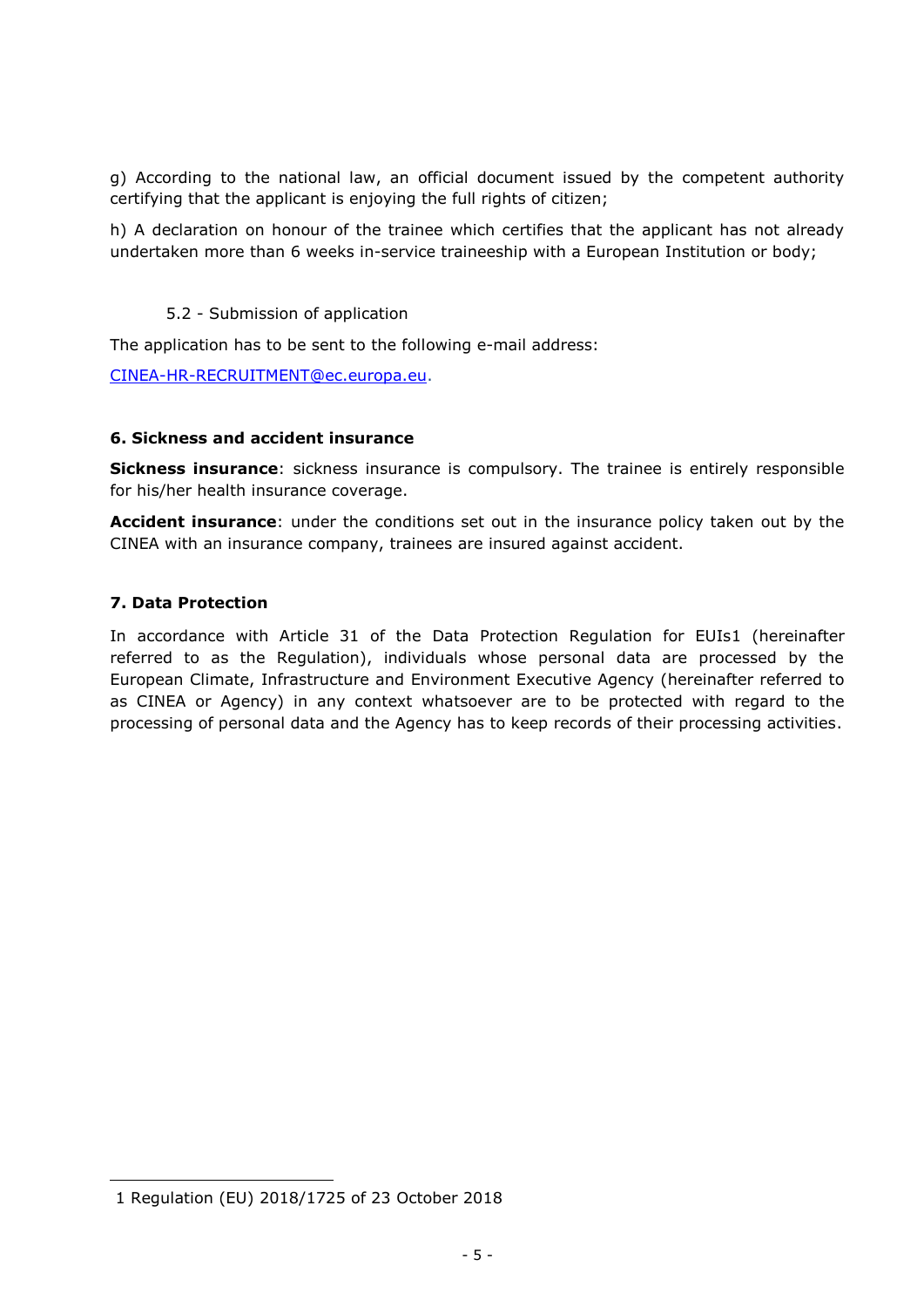g) According to the national law, an official document issued by the competent authority certifying that the applicant is enjoying the full rights of citizen;

h) A declaration on honour of the trainee which certifies that the applicant has not already undertaken more than 6 weeks in-service traineeship with a European Institution or body;

### 5.2 - Submission of application

The application has to be sent to the following e-mail address:

CINEA-HR-RECRUITMENT@ec.europa.eu.

## 6. Sickness and accident insurance

**Sickness insurance**: sickness insurance is compulsory. The trainee is entirely responsible for his/her health insurance coverage.

**Accident insurance**: under the conditions set out in the insurance policy taken out by the CINEA with an insurance company, trainees are insured against accident.

## 7. Data Protection

In accordance with Article 31 of the Data Protection Regulation for EUIs[1] (hereinafter referred to as the Regulation), individuals whose personal data are processed by the European Climate, Infrastructure and Environment Executive Agency (hereinafter referred to as CINEA or Agency) in any context whatsoever are to be protected with regard to the processing of personal data and the Agency has to keep records of their processing activities.

[1] Regulation (EU) 2018/1725 of 23 October 2018